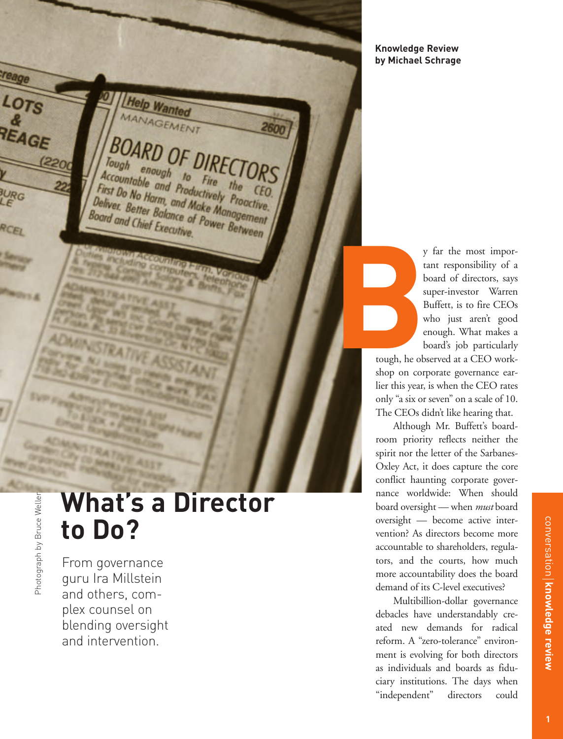**Knowledge Review by Michael Schrage**

# What's a Director to Do?

From governance guru Ira Millstein and others, complex counsel on blending oversight and intervention.

Photograph by Bruce Weller

By far the most important responsibility of a board of directors, says super-investor Warren Buffett, is to fire CEOs who just aren't good enough. What makes a board's job particularly tough, he observed at a CEO workshop on corporate governance earlier this year, is when the CEO rates only "a six or seven" on a scale of 10. The CEOs didn't like hearing that.

Although Mr. Buffett's boardroom priority reflects neither the spirit nor the letter of the Sarbanes-Oxley Act, it does capture the core conflict haunting corporate governance worldwide: When should board oversight — when *must* board oversight — become active intervention? As directors become more accountable to shareholders, regulators, and the courts, how much more accountability does the board demand of its C-level executives?

Multibillion-dollar governance debacles have understandably created new demands for radical reform. A "zero-tolerance" environment is evolving for both directors as individuals and boards as fiduciary institutions. The days when "independent" directors could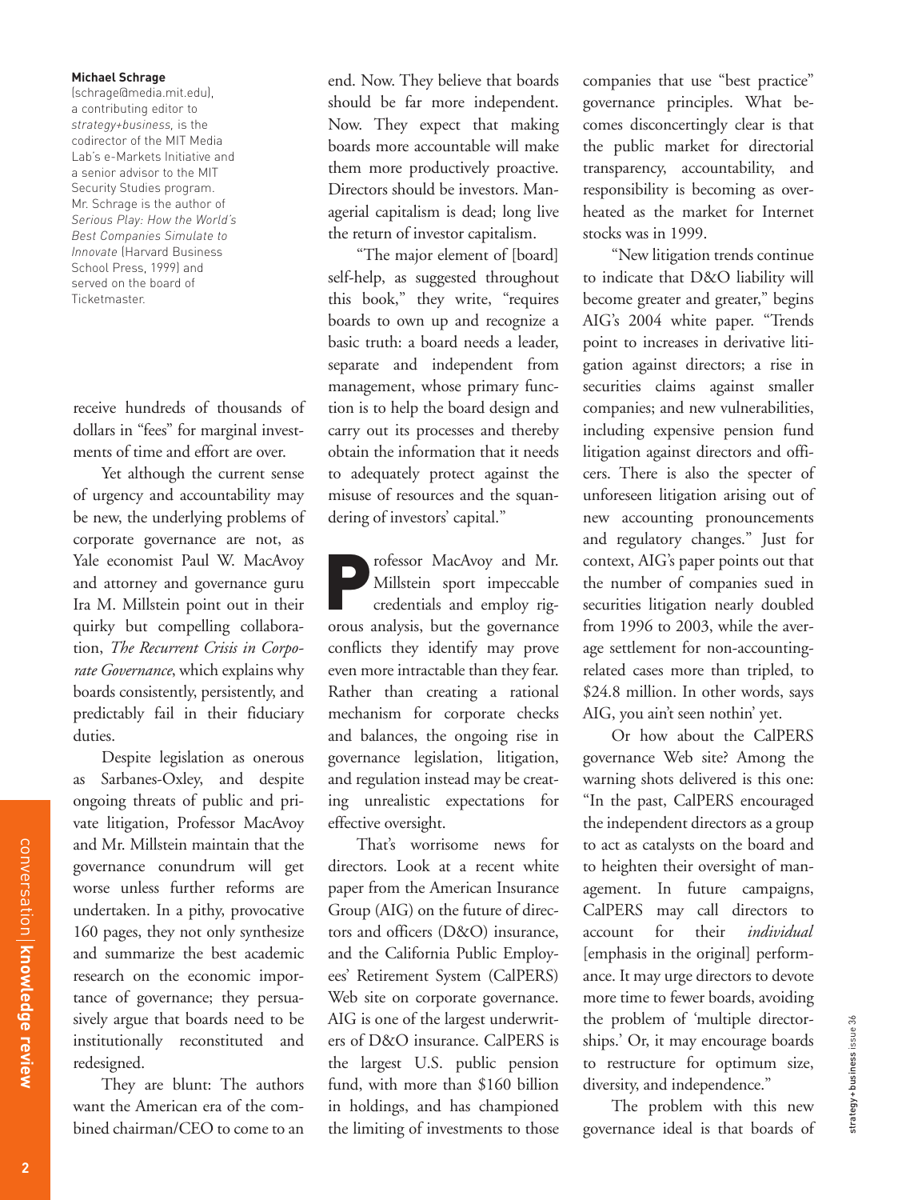**Michael Schrage** (schrage@media.mit.edu), a contributing editor to *strategy+business*, is the codirector of the MIT Media Lab's e-Markets Initiative and a senior advisor to the MIT Security Studies program. Mr. Schrage is the author of *Serious Play: How the World's Best Companies Simulate to Innovate* (Harvard Business School Press, 1999) and served on the board of Ticketmaster.

receive hundreds of thousands of dollars in "fees" for marginal investments of time and effort are over.

Yet although the current sense of urgency and accountability may be new, the underlying problems of corporate governance are not, as Yale economist Paul W. MacAvoy and attorney and governance guru Ira M. Millstein point out in their quirky but compelling collaboration, *The Recurrent Crisis in Corporate Governance*, which explains why boards consistently, persistently, and predictably fail in their fiduciary duties.

Despite legislation as onerous as Sarbanes-Oxley, and despite ongoing threats of public and private litigation, Professor MacAvoy and Mr. Millstein maintain that the governance conundrum will get worse unless further reforms are undertaken. In a pithy, provocative 160 pages, they not only synthesize and summarize the best academic research on the economic importance of governance; they persuasively argue that boards need to be institutionally reconstituted and redesigned.

They are blunt: The authors want the American era of the combined chairman/CEO to come to an end. Now. They believe that boards should be far more independent. Now. They expect that making boards more accountable will make them more productively proactive. Directors should be investors. Managerial capitalism is dead; long live the return of investor capitalism.

"The major element of [board] self-help, as suggested throughout this book," they write, "requires boards to own up and recognize a basic truth: a board needs a leader, separate and independent from management, whose primary function is to help the board design and carry out its processes and thereby obtain the information that it needs to adequately protect against the misuse of resources and the squandering of investors' capital."

Professor MacAvoy and Mr. Millstein sport impeccable credentials and employ rigorous analysis, but the governance conflicts they identify may prove even more intractable than they fear. Rather than creating a rational mechanism for corporate checks and balances, the ongoing rise in governance legislation, litigation, and regulation instead may be creating unrealistic expectations for effective oversight.

That's worrisome news for directors. Look at a recent white paper from the American Insurance Group (AIG) on the future of directors and officers (D&O) insurance, and the California Public Employees' Retirement System (CalPERS) Web site on corporate governance. AIG is one of the largest underwriters of D&O insurance. CalPERS is the largest U.S. public pension fund, with more than $160 billion in holdings, and has championed the limiting of investments to those companies that use "best practice" governance principles. What becomes disconcertingly clear is that the public market for directorial transparency, accountability, and responsibility is becoming as overheated as the market for Internet stocks was in 1999.

"New litigation trends continue to indicate that D&O liability will become greater and greater," begins AIG's 2004 white paper. "Trends point to increases in derivative litigation against directors; a rise in securities claims against smaller companies; and new vulnerabilities, including expensive pension fund litigation against directors and officers. There is also the specter of unforeseen litigation arising out of new accounting pronouncements and regulatory changes." Just for context, AIG's paper points out that the number of companies sued in securities litigation nearly doubled from 1996 to 2003, while the average settlement for non-accounting-related cases more than tripled, to $24.8 million. In other words, says AIG, you ain't seen nothin' yet.

Or how about the CalPERS governance Web site? Among the warning shots delivered is this one: "In the past, CalPERS encouraged the independent directors as a group to act as catalysts on the board and to heighten their oversight of management. In future campaigns, CalPERS may call directors to account for their *individual* [emphasis in the original] performance. It may urge directors to devote more time to fewer boards, avoiding the problem of 'multiple directorships.' Or, it may encourage boards to restructure for optimum size, diversity, and independence."

The problem with this new governance ideal is that boards of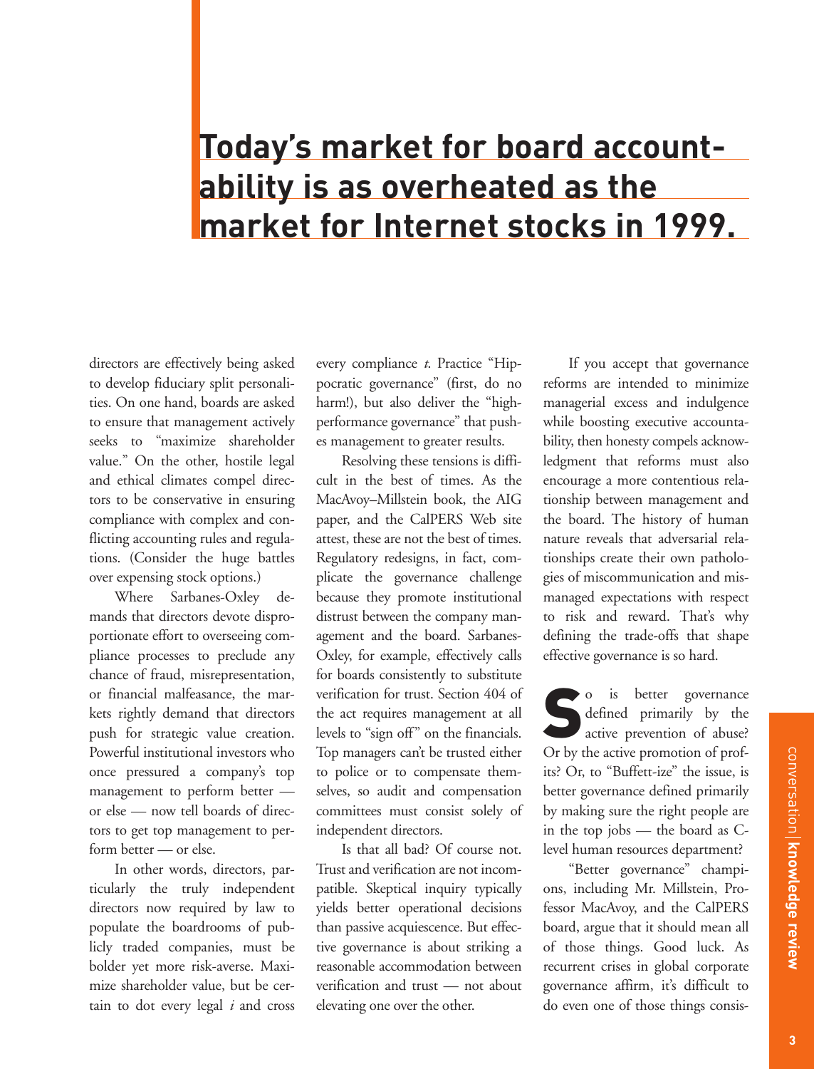**Today's market for board accountability is as overheated as the market for Internet stocks in 1999.**

directors are effectively being asked to develop fiduciary split personalities. On one hand, boards are asked to ensure that management actively seeks to "maximize shareholder value." On the other, hostile legal and ethical climates compel directors to be conservative in ensuring compliance with complex and conflicting accounting rules and regulations. (Consider the huge battles over expensing stock options.)

Where Sarbanes-Oxley demands that directors devote disproportionate effort to overseeing compliance processes to preclude any chance of fraud, misrepresentation, or financial malfeasance, the markets rightly demand that directors push for strategic value creation. Powerful institutional investors who once pressured a company's top management to perform better — or else — now tell boards of directors to get top management to perform better — or else.

In other words, directors, particularly the truly independent directors now required by law to populate the boardrooms of publicly traded companies, must be bolder yet more risk-averse. Maximize shareholder value, but be certain to dot every legal *i* and cross every compliance *t*. Practice "Hippocratic governance" (first, do no harm!), but also deliver the "high-performance governance" that pushes management to greater results.

Resolving these tensions is difficult in the best of times. As the MacAvoy–Millstein book, the AIG paper, and the CalPERS Web site attest, these are not the best of times. Regulatory redesigns, in fact, complicate the governance challenge because they promote institutional distrust between the company management and the board. Sarbanes-Oxley, for example, effectively calls for boards consistently to substitute verification for trust. Section 404 of the act requires management at all levels to "sign off" on the financials. Top managers can't be trusted either to police or to compensate themselves, so audit and compensation committees must consist solely of independent directors.

Is that all bad? Of course not. Trust and verification are not incompatible. Skeptical inquiry typically yields better operational decisions than passive acquiescence. But effective governance is about striking a reasonable accommodation between verification and trust — not about elevating one over the other.

If you accept that governance reforms are intended to minimize managerial excess and indulgence while boosting executive accountability, then honesty compels acknowledgment that reforms must also encourage a more contentious relationship between management and the board. The history of human nature reveals that adversarial relationships create their own pathologies of miscommunication and mismanaged expectations with respect to risk and reward. That's why defining the trade-offs that shape effective governance is so hard.

So is better governance defined primarily by the active prevention of abuse? Or by the active promotion of profits? Or, to "Buffett-ize" the issue, is better governance defined primarily by making sure the right people are in the top jobs — the board as C-level human resources department?

"Better governance" champions, including Mr. Millstein, Professor MacAvoy, and the CalPERS board, argue that it should mean all of those things. Good luck. As recurrent crises in global corporate governance affirm, it's difficult to do even one of those things consis-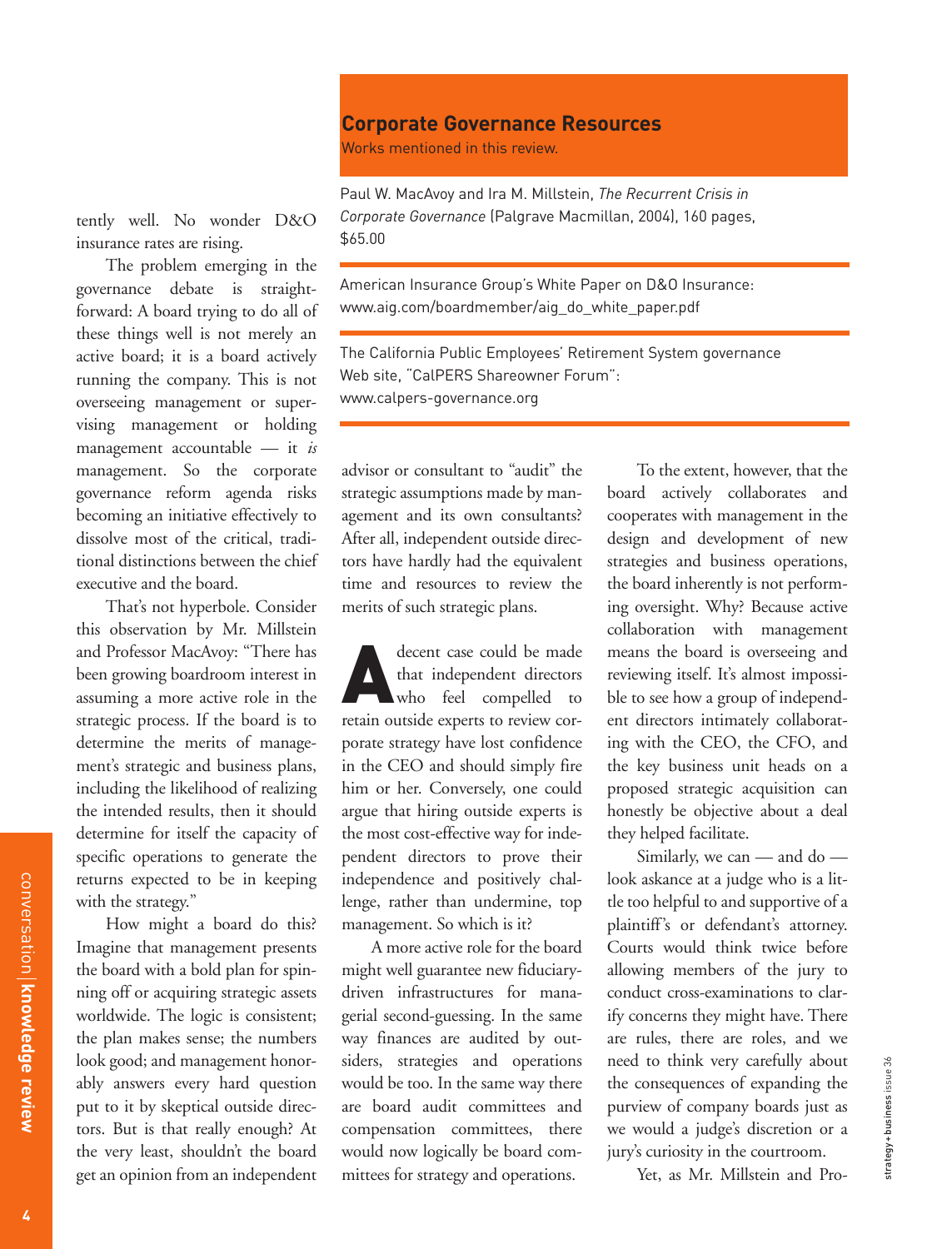tently well. No wonder D&O insurance rates are rising.

The problem emerging in the governance debate is straightforward: A board trying to do all of these things well is not merely an active board; it is a board actively running the company. This is not overseeing management or supervising management or holding management accountable — it *is* management. So the corporate governance reform agenda risks becoming an initiative effectively to dissolve most of the critical, traditional distinctions between the chief executive and the board.

That's not hyperbole. Consider this observation by Mr. Millstein and Professor MacAvoy: "There has been growing boardroom interest in assuming a more active role in the strategic process. If the board is to determine the merits of management's strategic and business plans, including the likelihood of realizing the intended results, then it should determine for itself the capacity of specific operations to generate the returns expected to be in keeping with the strategy."

How might a board do this? Imagine that management presents the board with a bold plan for spinning off or acquiring strategic assets worldwide. The logic is consistent; the plan makes sense; the numbers look good; and management honorably answers every hard question put to it by skeptical outside directors. But is that really enough? At the very least, shouldn't the board get an opinion from an independent advisor or consultant to "audit" the strategic assumptions made by management and its own consultants? After all, independent outside directors have hardly had the equivalent time and resources to review the merits of such strategic plans.

## Corporate Governance Resources

Works mentioned in this review.

Paul W. MacAvoy and Ira M. Millstein, *The Recurrent Crisis in Corporate Governance* (Palgrave Macmillan, 2004), 160 pages, $65.00

American Insurance Group's White Paper on D&O Insurance: www.aig.com/boardmember/aig_do_white_paper.pdf

The California Public Employees' Retirement System governance Web site, "CalPERS Shareowner Forum": www.calpers-governance.org

A decent case could be made that independent directors who feel compelled to retain outside experts to review corporate strategy have lost confidence in the CEO and should simply fire him or her. Conversely, one could argue that hiring outside experts is the most cost-effective way for independent directors to prove their independence and positively challenge, rather than undermine, top management. So which is it?

A more active role for the board might well guarantee new fiduciary-driven infrastructures for managerial second-guessing. In the same way finances are audited by outsiders, strategies and operations would be too. In the same way there are board audit committees and compensation committees, there would now logically be board committees for strategy and operations.

To the extent, however, that the board actively collaborates and cooperates with management in the design and development of new strategies and business operations, the board inherently is not performing oversight. Why? Because active collaboration with management means the board is overseeing and reviewing itself. It's almost impossible to see how a group of independent directors intimately collaborating with the CEO, the CFO, and the key business unit heads on a proposed strategic acquisition can honestly be objective about a deal they helped facilitate.

Similarly, we can — and do — look askance at a judge who is a little too helpful to and supportive of a plaintiff's or defendant's attorney. Courts would think twice before allowing members of the jury to conduct cross-examinations to clarify concerns they might have. There are rules, there are roles, and we need to think very carefully about the consequences of expanding the purview of company boards just as we would a judge's discretion or a jury's curiosity in the courtroom.

Yet, as Mr. Millstein and Pro-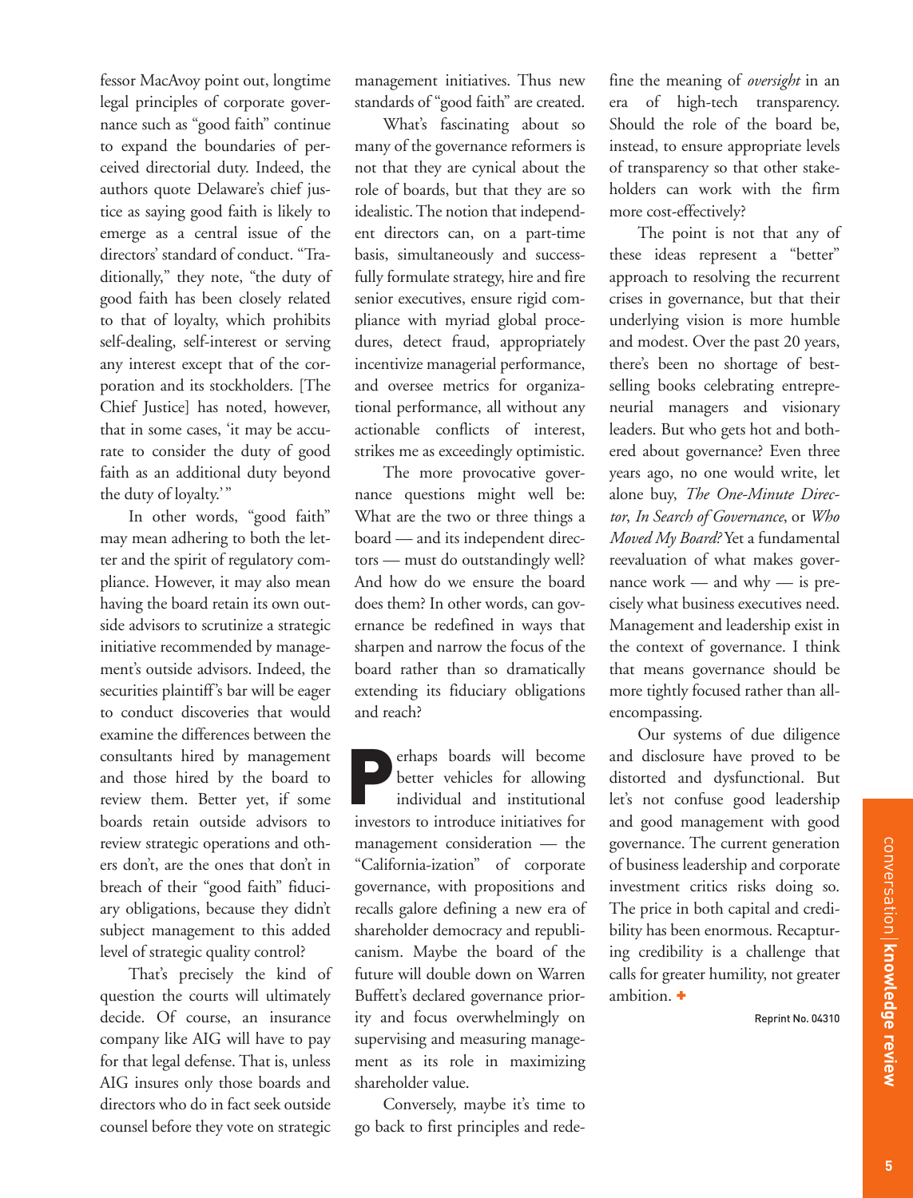fessor MacAvoy point out, longtime legal principles of corporate governance such as "good faith" continue to expand the boundaries of perceived directorial duty. Indeed, the authors quote Delaware's chief justice as saying good faith is likely to emerge as a central issue of the directors' standard of conduct. "Traditionally," they note, "the duty of good faith has been closely related to that of loyalty, which prohibits self-dealing, self-interest or serving any interest except that of the corporation and its stockholders. [The Chief Justice] has noted, however, that in some cases, 'it may be accurate to consider the duty of good faith as an additional duty beyond the duty of loyalty.'"

In other words, "good faith" may mean adhering to both the letter and the spirit of regulatory compliance. However, it may also mean having the board retain its own outside advisors to scrutinize a strategic initiative recommended by management's outside advisors. Indeed, the securities plaintiff's bar will be eager to conduct discoveries that would examine the differences between the consultants hired by management and those hired by the board to review them. Better yet, if some boards retain outside advisors to review strategic operations and others don't, are the ones that don't in breach of their "good faith" fiduciary obligations, because they didn't subject management to this added level of strategic quality control?

That's precisely the kind of question the courts will ultimately decide. Of course, an insurance company like AIG will have to pay for that legal defense. That is, unless AIG insures only those boards and directors who do in fact seek outside counsel before they vote on strategic management initiatives. Thus new standards of "good faith" are created.

What's fascinating about so many of the governance reformers is not that they are cynical about the role of boards, but that they are so idealistic. The notion that independent directors can, on a part-time basis, simultaneously and successfully formulate strategy, hire and fire senior executives, ensure rigid compliance with myriad global procedures, detect fraud, appropriately incentivize managerial performance, and oversee metrics for organizational performance, all without any actionable conflicts of interest, strikes me as exceedingly optimistic.

The more provocative governance questions might well be: What are the two or three things a board — and its independent directors — must do outstandingly well? And how do we ensure the board does them? In other words, can governance be redefined in ways that sharpen and narrow the focus of the board rather than so dramatically extending its fiduciary obligations and reach?

Perhaps boards will become better vehicles for allowing individual and institutional investors to introduce initiatives for management consideration — the "California-ization" of corporate governance, with propositions and recalls galore defining a new era of shareholder democracy and republicanism. Maybe the board of the future will double down on Warren Buffett's declared governance priority and focus overwhelmingly on supervising and measuring management as its role in maximizing shareholder value.

Conversely, maybe it's time to go back to first principles and redefine the meaning of *oversight* in an era of high-tech transparency. Should the role of the board be, instead, to ensure appropriate levels of transparency so that other stakeholders can work with the firm more cost-effectively?

The point is not that any of these ideas represent a "better" approach to resolving the recurrent crises in governance, but that their underlying vision is more humble and modest. Over the past 20 years, there's been no shortage of bestselling books celebrating entrepreneurial managers and visionary leaders. But who gets hot and bothered about governance? Even three years ago, no one would write, let alone buy, *The One-Minute Director*, *In Search of Governance*, or *Who Moved My Board?* Yet a fundamental reevaluation of what makes governance work — and why — is precisely what business executives need. Management and leadership exist in the context of governance. I think that means governance should be more tightly focused rather than all-encompassing.

Our systems of due diligence and disclosure have proved to be distorted and dysfunctional. But let's not confuse good leadership and good management with good governance. The current generation of business leadership and corporate investment critics risks doing so. The price in both capital and credibility has been enormous. Recapturing credibility is a challenge that calls for greater humility, not greater ambition. +

Reprint No. 04310